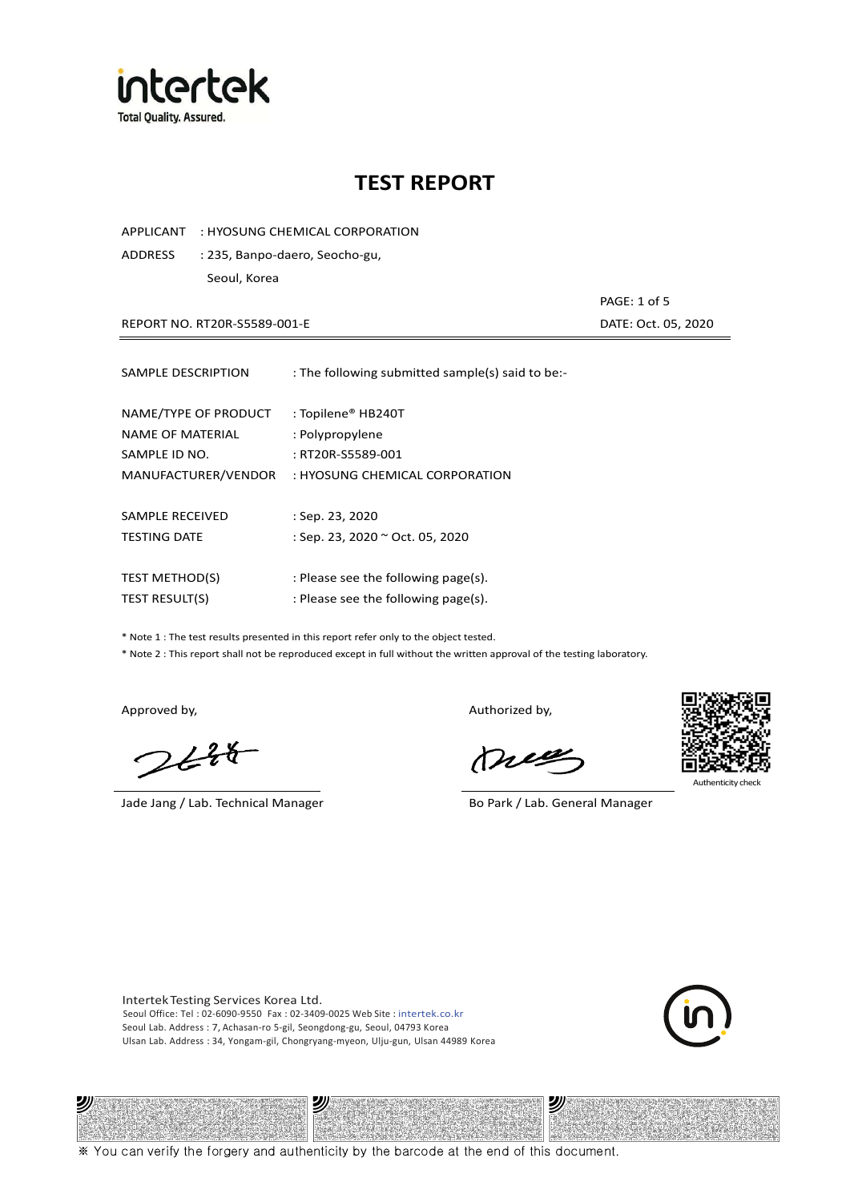# TEST REPORT

APPLICANT : HYOSUNG CHEMICAL CORPORATION

ADDRESS : 235, Banpo-daero, Seocho-gu, Seoul, Korea

REPORT NO. RT20R-S5589-001-E

DATE: Oct. 05, 2020

| | |
|---|---|
| SAMPLE DESCRIPTION | : The following submitted sample(s) said to be:- |
| NAME/TYPE OF PRODUCT | : Topilene® HB240T |
| NAME OF MATERIAL | : Polypropylene |
| SAMPLE ID NO. | : RT20R-S5589-001 |
| MANUFACTURER/VENDOR | : HYOSUNG CHEMICAL CORPORATION |
| SAMPLE RECEIVED | : Sep. 23, 2020 |
| TESTING DATE | : Sep. 23, 2020 ~ Oct. 05, 2020 |
| TEST METHOD(S) | : Please see the following page(s). |
| TEST RESULT(S) | : Please see the following page(s). |

* Note 1 : The test results presented in this report refer only to the object tested.
* Note 2 : This report shall not be reproduced except in full without the written approval of the testing laboratory.

Approved by,

Jade Jang / Lab. Technical Manager

Authorized by,

Bo Park / Lab. General Manager

Authenticity check

Intertek Testing Services Korea Ltd.
Seoul Office: Tel : 02-6090-9550 Fax : 02-3409-0025 Web Site : intertek.co.kr
Seoul Lab. Address : 7, Achasan-ro 5-gil, Seongdong-gu, Seoul, 04793 Korea
Ulsan Lab. Address : 34, Yongam-gil, Chongryang-myeon, Ulju-gun, Ulsan 44989 Korea

※ You can verify the forgery and authenticity by the barcode at the end of this document.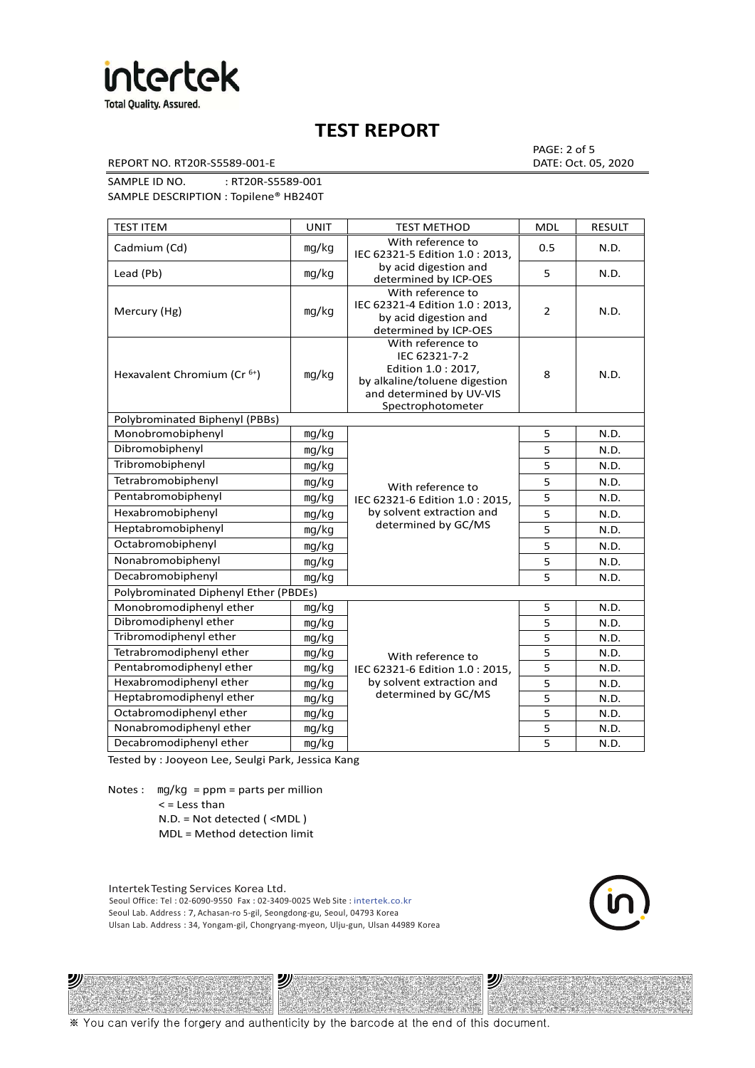# TEST REPORT

REPORT NO. RT20R-S5589-001-E

DATE: Oct. 05, 2020

SAMPLE ID NO. : RT20R-S5589-001

SAMPLE DESCRIPTION : Topilene® HB240T

| TEST ITEM | UNIT | TEST METHOD | MDL | RESULT |
|---|---|---|---|---|
| Cadmium (Cd) | mg/kg | With reference to IEC 62321-5 Edition 1.0 : 2013, by acid digestion and determined by ICP-OES | 0.5 | N.D. |
| Lead (Pb) | mg/kg | | 5 | N.D. |
| Mercury (Hg) | mg/kg | With reference to IEC 62321-4 Edition 1.0 : 2013, by acid digestion and determined by ICP-OES | 2 | N.D. |
| Hexavalent Chromium ($Cr^{6+}$) | mg/kg | With reference to IEC 62321-7-2 Edition 1.0 : 2017, by alkaline/toluene digestion and determined by UV-VIS Spectrophotometer | 8 | N.D. |
| Polybrominated Biphenyl (PBBs) | | | | |
| Monobromobiphenyl | mg/kg | With reference to IEC 62321-6 Edition 1.0 : 2015, by solvent extraction and determined by GC/MS | 5 | N.D. |
| Dibromobiphenyl | mg/kg | | 5 | N.D. |
| Tribromobiphenyl | mg/kg | | 5 | N.D. |
| Tetrabromobiphenyl | mg/kg | | 5 | N.D. |
| Pentabromobiphenyl | mg/kg | | 5 | N.D. |
| Hexabromobiphenyl | mg/kg | | 5 | N.D. |
| Heptabromobiphenyl | mg/kg | | 5 | N.D. |
| Octabromobiphenyl | mg/kg | | 5 | N.D. |
| Nonabromobiphenyl | mg/kg | | 5 | N.D. |
| Decabromobiphenyl | mg/kg | | 5 | N.D. |
| Polybrominated Diphenyl Ether (PBDEs) | | | | |
| Monobromodiphenyl ether | mg/kg | With reference to IEC 62321-6 Edition 1.0 : 2015, by solvent extraction and determined by GC/MS | 5 | N.D. |
| Dibromodiphenyl ether | mg/kg | | 5 | N.D. |
| Tribromodiphenyl ether | mg/kg | | 5 | N.D. |
| Tetrabromodiphenyl ether | mg/kg | | 5 | N.D. |
| Pentabromodiphenyl ether | mg/kg | | 5 | N.D. |
| Hexabromodiphenyl ether | mg/kg | | 5 | N.D. |
| Heptabromodiphenyl ether | mg/kg | | 5 | N.D. |
| Octabromodiphenyl ether | mg/kg | | 5 | N.D. |
| Nonabromodiphenyl ether | mg/kg | | 5 | N.D. |
| Decabromodiphenyl ether | mg/kg | | 5 | N.D. |

Tested by : Jooyeon Lee, Seulgi Park, Jessica Kang

Notes : mg/kg = ppm = parts per million
< = Less than
N.D. = Not detected ( <MDL )
MDL = Method detection limit

Intertek Testing Services Korea Ltd.
Seoul Office: Tel : 02-6090-9550 Fax : 02-3409-0025 Web Site : intertek.co.kr
Seoul Lab. Address : 7, Achasan-ro 5-gil, Seongdong-gu, Seoul, 04793 Korea
Ulsan Lab. Address : 34, Yongam-gil, Chongryang-myeon, Ulju-gun, Ulsan 44989 Korea

※ You can verify the forgery and authenticity by the barcode at the end of this document.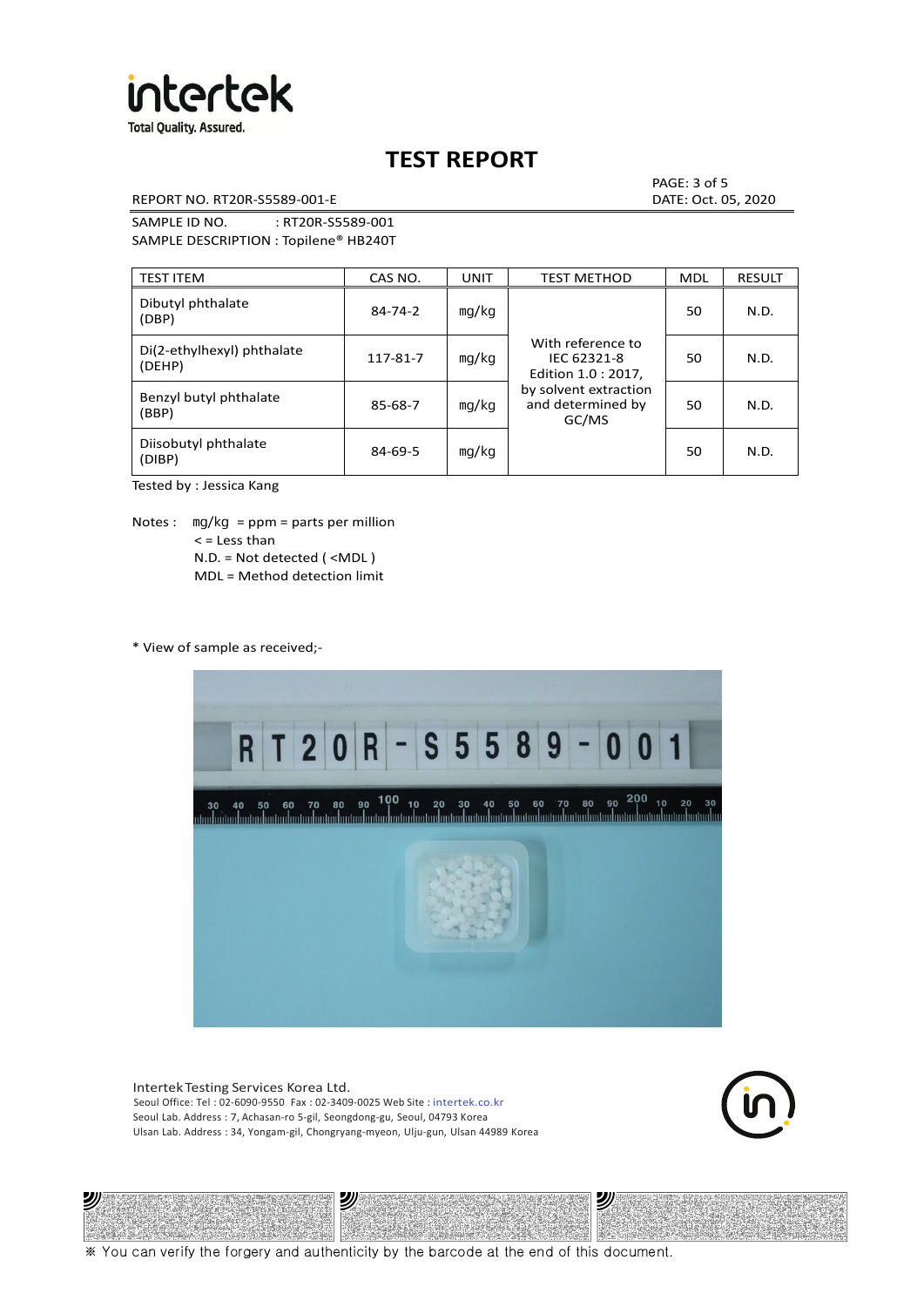# TEST REPORT

REPORT NO. RT20R-S5589-001-E

DATE: Oct. 05, 2020

SAMPLE ID NO. : RT20R-S5589-001

SAMPLE DESCRIPTION : Topilene® HB240T

| TEST ITEM | CAS NO. | UNIT | TEST METHOD | MDL | RESULT |
|---|---|---|---|---|---|
| Dibutyl phthalate (DBP) | 84-74-2 | mg/kg | With reference to IEC 62321-8 Edition 1.0 : 2017, by solvent extraction and determined by GC/MS | 50 | N.D. |
| Di(2-ethylhexyl) phthalate (DEHP) | 117-81-7 | mg/kg | | 50 | N.D. |
| Benzyl butyl phthalate (BBP) | 85-68-7 | mg/kg | | 50 | N.D. |
| Diisobutyl phthalate (DIBP) | 84-69-5 | mg/kg | | 50 | N.D. |

Tested by : Jessica Kang

Notes : mg/kg = ppm = parts per million
< = Less than
N.D. = Not detected ( <MDL )
MDL = Method detection limit

* View of sample as received;-

Intertek Testing Services Korea Ltd.
Seoul Office: Tel : 02-6090-9550 Fax : 02-3409-0025 Web Site : intertek.co.kr
Seoul Lab. Address : 7, Achasan-ro 5-gil, Seongdong-gu, Seoul, 04793 Korea
Ulsan Lab. Address : 34, Yongam-gil, Chongryang-myeon, Ulju-gun, Ulsan 44989 Korea

※ You can verify the forgery and authenticity by the barcode at the end of this document.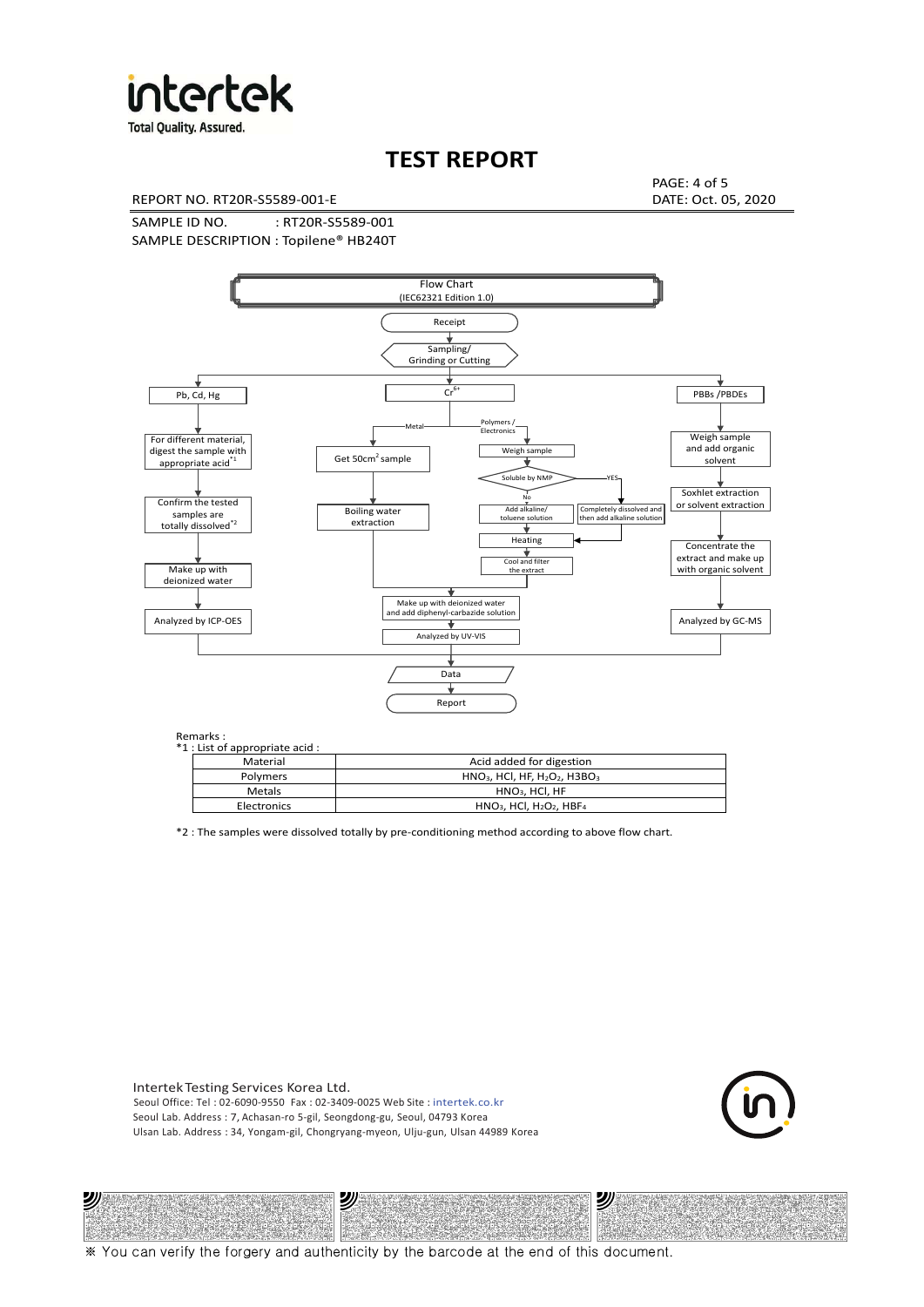# TEST REPORT

REPORT NO. RT20R-S5589-001-E

DATE: Oct. 05, 2020

SAMPLE ID NO. : RT20R-S5589-001

SAMPLE DESCRIPTION : Topilene® HB240T

Flow Chart
(IEC62321 Edition 1.0)

- Receipt
- Sampling/ Grinding or Cutting
  - **Pb, Cd, Hg**
    - For different material, digest the sample with appropriate acid*1
    - Confirm the tested samples are totally dissolved*2
    - Make up with deionized water
    - Analyzed by ICP-OES
  - **$Cr^{6+}$**
    - Metal
      - Get $50cm^2$ sample
      - Boiling water extraction
    - Polymers / Electronics
      - Weigh sample
      - Soluble by NMP
        - No: Add alkaline/ toluene solution
        - YES: Completely dissolved and then add alkaline solution
      - Heating
      - Cool and filter the extract
    - Make up with deionized water and add diphenyl-carbazide solution
    - Analyzed by UV-VIS
  - **PBBs /PBDEs**
    - Weigh sample and add organic solvent
    - Soxhlet extraction or solvent extraction
    - Concentrate the extract and make up with organic solvent
    - Analyzed by GC-MS
- Data
- Report

Remarks :

*1 : List of appropriate acid :

| Material | Acid added for digestion |
| --- | --- |
| Polymers | $HNO_3$, HCl, HF, $H_2O_2$, $H_3BO_3$ |
| Metals | $HNO_3$, HCl, HF |
| Electronics | $HNO_3$, HCl, $H_2O_2$, $HBF_4$ |

*2 : The samples were dissolved totally by pre-conditioning method according to above flow chart.

Intertek Testing Services Korea Ltd.
Seoul Office: Tel : 02-6090-9550 Fax : 02-3409-0025 Web Site : intertek.co.kr
Seoul Lab. Address : 7, Achasan-ro 5-gil, Seongdong-gu, Seoul, 04793 Korea
Ulsan Lab. Address : 34, Yongam-gil, Chongryang-myeon, Ulju-gun, Ulsan 44989 Korea

※ You can verify the forgery and authenticity by the barcode at the end of this document.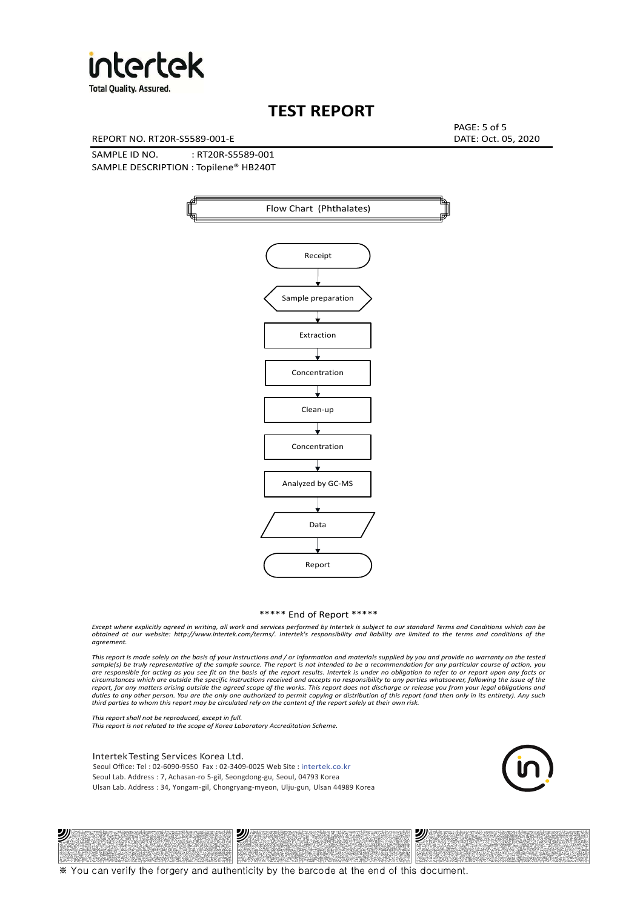# TEST REPORT

REPORT NO. RT20R-S5589-001-E

DATE: Oct. 05, 2020

SAMPLE ID NO. : RT20R-S5589-001

SAMPLE DESCRIPTION : Topilene® HB240T

## Flow Chart (Phthalates)

Receipt

Sample preparation

Extraction

Concentration

Clean-up

Concentration

Analyzed by GC-MS

Data

Report

***** End of Report *****

*Except where explicitly agreed in writing, all work and services performed by Intertek is subject to our standard Terms and Conditions which can be obtained at our website: http://www.intertek.com/terms/. Intertek's responsibility and liability are limited to the terms and conditions of the agreement.*

*This report is made solely on the basis of your instructions and / or information and materials supplied by you and provide no warranty on the tested sample(s) be truly representative of the sample source. The report is not intended to be a recommendation for any particular course of action, you are responsible for acting as you see fit on the basis of the report results. Intertek is under no obligation to refer to or report upon any facts or circumstances which are outside the specific instructions received and accepts no responsibility to any parties whatsoever, following the issue of the report, for any matters arising outside the agreed scope of the works. This report does not discharge or release you from your legal obligations and duties to any other person. You are the only one authorized to permit copying or distribution of this report (and then only in its entirety). Any such third parties to whom this report may be circulated rely on the content of the report solely at their own risk.*

*This report shall not be reproduced, except in full.*
*This report is not related to the scope of Korea Laboratory Accreditation Scheme.*

Intertek Testing Services Korea Ltd.
Seoul Office: Tel : 02-6090-9550 Fax : 02-3409-0025 Web Site : intertek.co.kr
Seoul Lab. Address : 7, Achasan-ro 5-gil, Seongdong-gu, Seoul, 04793 Korea
Ulsan Lab. Address : 34, Yongam-gil, Chongryang-myeon, Ulju-gun, Ulsan 44989 Korea

※ You can verify the forgery and authenticity by the barcode at the end of this document.